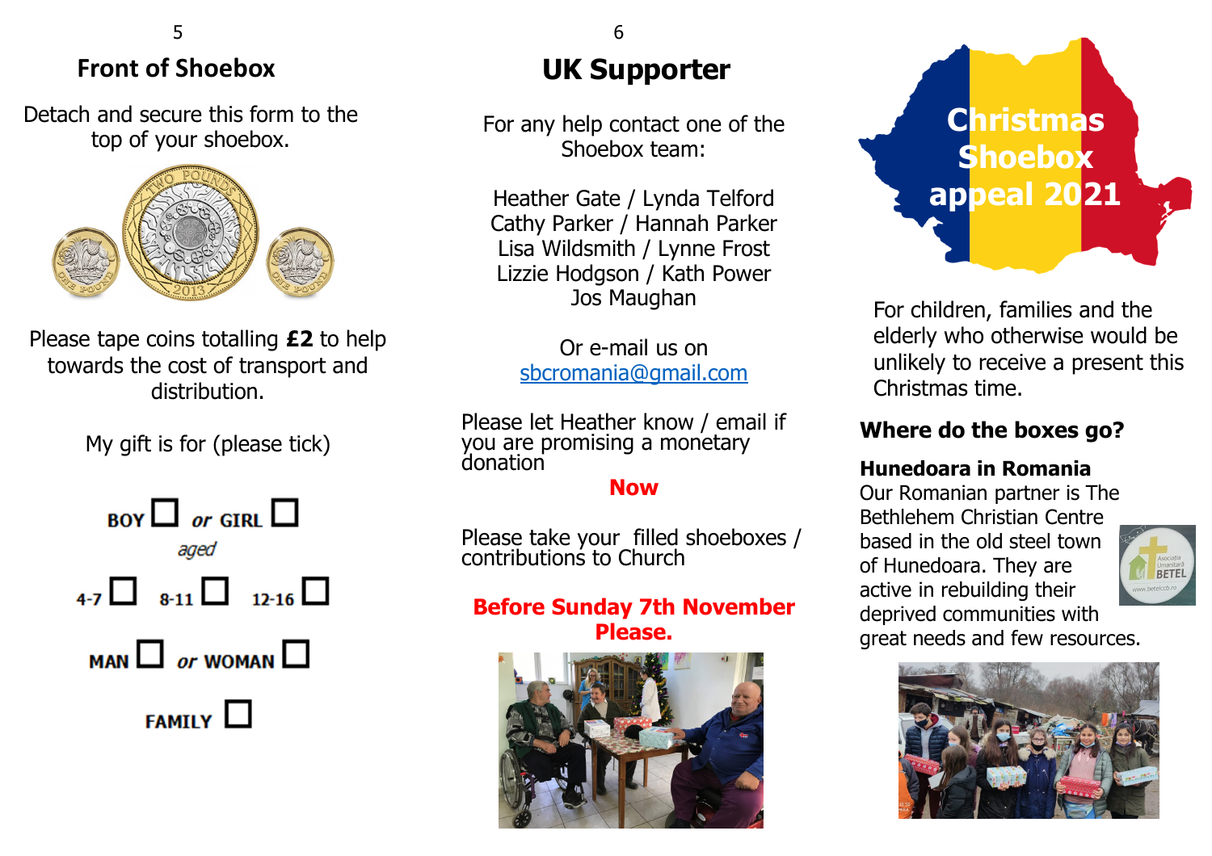## Front of Shoebox

Detach and secure this form to the top of your shoebox.

Please tape coins totalling **£2** to help towards the cost of transport and distribution.

My gift is for (please tick)

BOY ☐ *or* GIRL ☐

*aged*

4-7 ☐ 8-11 ☐ 12-16 ☐

MAN ☐ *or* WOMAN ☐

FAMILY ☐

## UK Supporter

For any help contact one of the Shoebox team:

Heather Gate / Lynda Telford
Cathy Parker / Hannah Parker
Lisa Wildsmith / Lynne Frost
Lizzie Hodgson / Kath Power
Jos Maughan

Or e-mail us on
sbcromania@gmail.com

Please let Heather know / email if you are promising a monetary donation

**Now**

Please take your filled shoeboxes / contributions to Church

**Before Sunday 7th November Please.**

# Christmas Shoebox appeal 2021

For children, families and the elderly who otherwise would be unlikely to receive a present this Christmas time.

### Where do the boxes go?

**Hunedoara in Romania**

Our Romanian partner is The Bethlehem Christian Centre based in the old steel town of Hunedoara. They are active in rebuilding their deprived communities with great needs and few resources.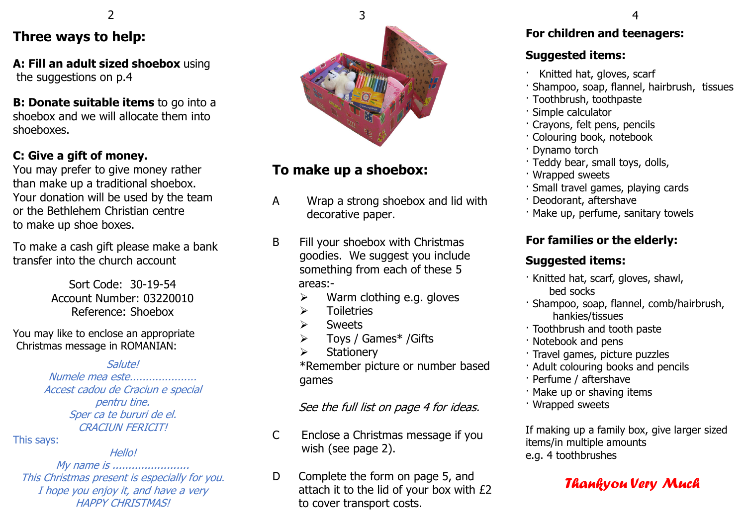## Three ways to help:

**A: Fill an adult sized shoebox** using the suggestions on p.4

**B: Donate suitable items** to go into a shoebox and we will allocate them into shoeboxes.

**C: Give a gift of money.**
You may prefer to give money rather than make up a traditional shoebox. Your donation will be used by the team or the Bethlehem Christian centre to make up shoe boxes.

To make a cash gift please make a bank transfer into the church account

Sort Code: 30-19-54
Account Number: 03220010
Reference: Shoebox

You may like to enclose an appropriate Christmas message in ROMANIAN:

*Salute!*
*Numele mea este.....................*
*Accest cadou de Cracіun e special pentru tine.*
*Sper ca te bururi de el.*
*CRACIUN FERICIT!*

This says:

*Hello!*
*My name is ........................*
*This Christmas present is especially for you.*
*I hope you enjoy it, and have a very HAPPY CHRISTMAS!*

## To make up a shoebox:

A Wrap a strong shoebox and lid with decorative paper.

B Fill your shoebox with Christmas goodies. We suggest you include something from each of these 5 areas:-
- Warm clothing e.g. gloves
- Toiletries
- Sweets
- Toys / Games* /Gifts
- Stationery

*Remember picture or number based games

*See the full list on page 4 for ideas.*

C Enclose a Christmas message if you wish (see page 2).

D Complete the form on page 5, and attach it to the lid of your box with £2 to cover transport costs.

## For children and teenagers:

### Suggested items:

- Knitted hat, gloves, scarf
- Shampoo, soap, flannel, hairbrush, tissues
- Toothbrush, toothpaste
- Simple calculator
- Crayons, felt pens, pencils
- Colouring book, notebook
- Dynamo torch
- Teddy bear, small toys, dolls,
- Wrapped sweets
- Small travel games, playing cards
- Deodorant, aftershave
- Make up, perfume, sanitary towels

## For families or the elderly:

### Suggested items:

- Knitted hat, scarf, gloves, shawl, bed socks
- Shampoo, soap, flannel, comb/hairbrush, hankies/tissues
- Toothbrush and tooth paste
- Notebook and pens
- Travel games, picture puzzles
- Adult colouring books and pencils
- Perfume / aftershave
- Make up or shaving items
- Wrapped sweets

If making up a family box, give larger sized items/in multiple amounts e.g. 4 toothbrushes

*Thankyou Very Much*